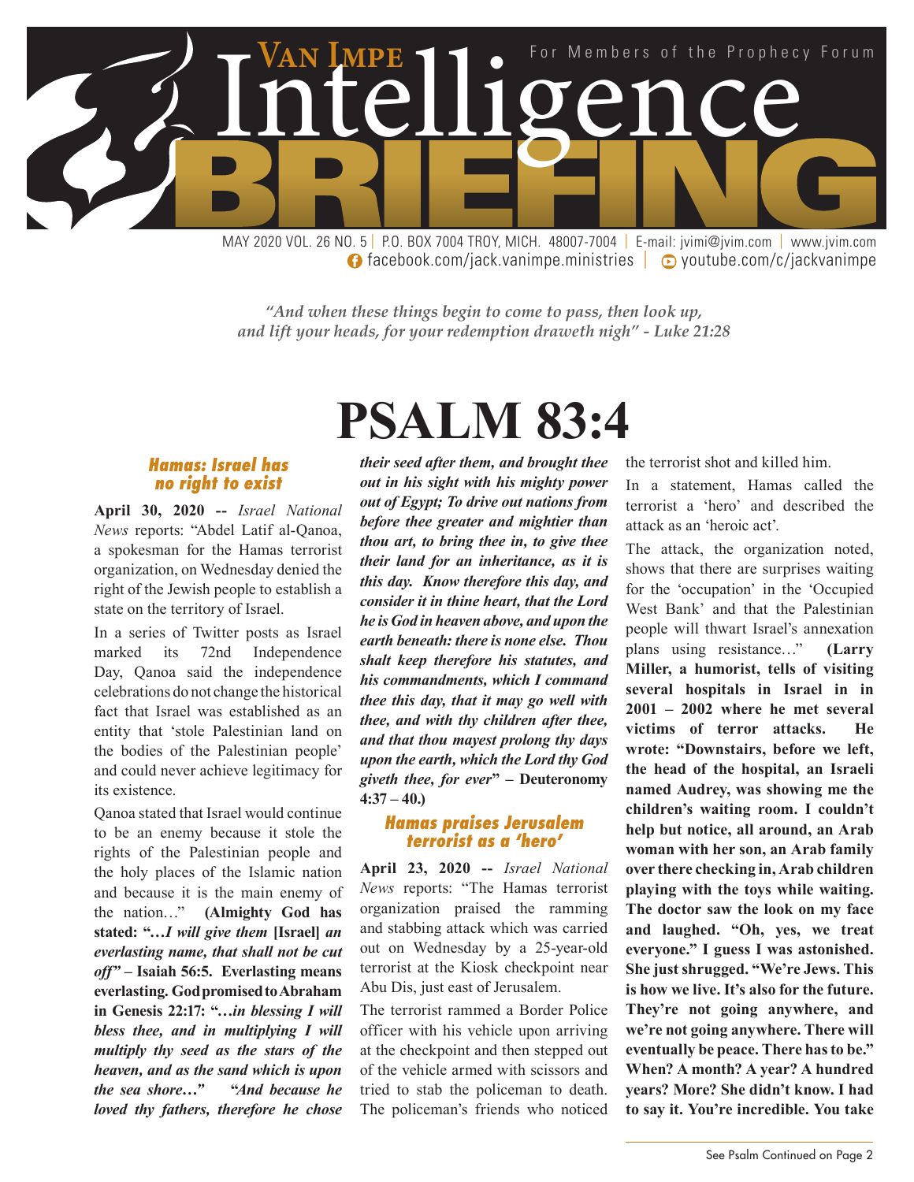# Van Impe Intelligence BRIEFING

For Members of the Prophecy Forum

MAY 2020 VOL. 26 NO. 5 | P.O. BOX 7004 TROY, MICH. 48007-7004 | E-mail: jvimi@jvim.com | www.jvim.com
facebook.com/jack.vanimpe.ministries | youtube.com/c/jackvanimpe

*"And when these things begin to come to pass, then look up, and lift your heads, for your redemption draweth nigh" - Luke 21:28*

# PSALM 83:4

### *Hamas: Israel has no right to exist*

**April 30, 2020 --** *Israel National News* reports: "Abdel Latif al-Qanoa, a spokesman for the Hamas terrorist organization, on Wednesday denied the right of the Jewish people to establish a state on the territory of Israel.

In a series of Twitter posts as Israel marked its 72nd Independence Day, Qanoa said the independence celebrations do not change the historical fact that Israel was established as an entity that 'stole Palestinian land on the bodies of the Palestinian people' and could never achieve legitimacy for its existence.

Qanoa stated that Israel would continue to be an enemy because it stole the rights of the Palestinian people and the holy places of the Islamic nation and because it is the main enemy of the nation…" **(Almighty God has stated: "…*I will give them* [Israel] *an everlasting name, that shall not be cut off*" – Isaiah 56:5. Everlasting means everlasting. God promised to Abraham in Genesis 22:17: "…*in blessing I will bless thee, and in multiplying I will multiply thy seed as the stars of the heaven, and as the sand which is upon the sea shore…*" "*And because he loved thy fathers, therefore he chose their seed after them, and brought thee out in his sight with his mighty power out of Egypt; To drive out nations from before thee greater and mightier than thou art, to bring thee in, to give thee their land for an inheritance, as it is this day. Know therefore this day, and consider it in thine heart, that the Lord he is God in heaven above, and upon the earth beneath: there is none else. Thou shalt keep therefore his statutes, and his commandments, which I command thee this day, that it may go well with thee, and with thy children after thee, and that thou mayest prolong thy days upon the earth, which the Lord thy God giveth thee, for ever*" – Deuteronomy 4:37 – 40.)**

### *Hamas praises Jerusalem terrorist as a 'hero'*

**April 23, 2020 --** *Israel National News* reports: "The Hamas terrorist organization praised the ramming and stabbing attack which was carried out on Wednesday by a 25-year-old terrorist at the Kiosk checkpoint near Abu Dis, just east of Jerusalem.

The terrorist rammed a Border Police officer with his vehicle upon arriving at the checkpoint and then stepped out of the vehicle armed with scissors and tried to stab the policeman to death. The policeman's friends who noticed the terrorist shot and killed him.

In a statement, Hamas called the terrorist a 'hero' and described the attack as an 'heroic act'.

The attack, the organization noted, shows that there are surprises waiting for the 'occupation' in the 'Occupied West Bank' and that the Palestinian people will thwart Israel's annexation plans using resistance…" **(Larry Miller, a humorist, tells of visiting several hospitals in Israel in in 2001 – 2002 where he met several victims of terror attacks. He wrote: "Downstairs, before we left, the head of the hospital, an Israeli named Audrey, was showing me the children's waiting room. I couldn't help but notice, all around, an Arab woman with her son, an Arab family over there checking in, Arab children playing with the toys while waiting. The doctor saw the look on my face and laughed. "Oh, yes, we treat everyone." I guess I was astonished. She just shrugged. "We're Jews. This is how we live. It's also for the future. They're not going anywhere, and we're not going anywhere. There will eventually be peace. There has to be." When? A month? A year? A hundred years? More? She didn't know. I had to say it. You're incredible. You take**

See Psalm Continued on Page 2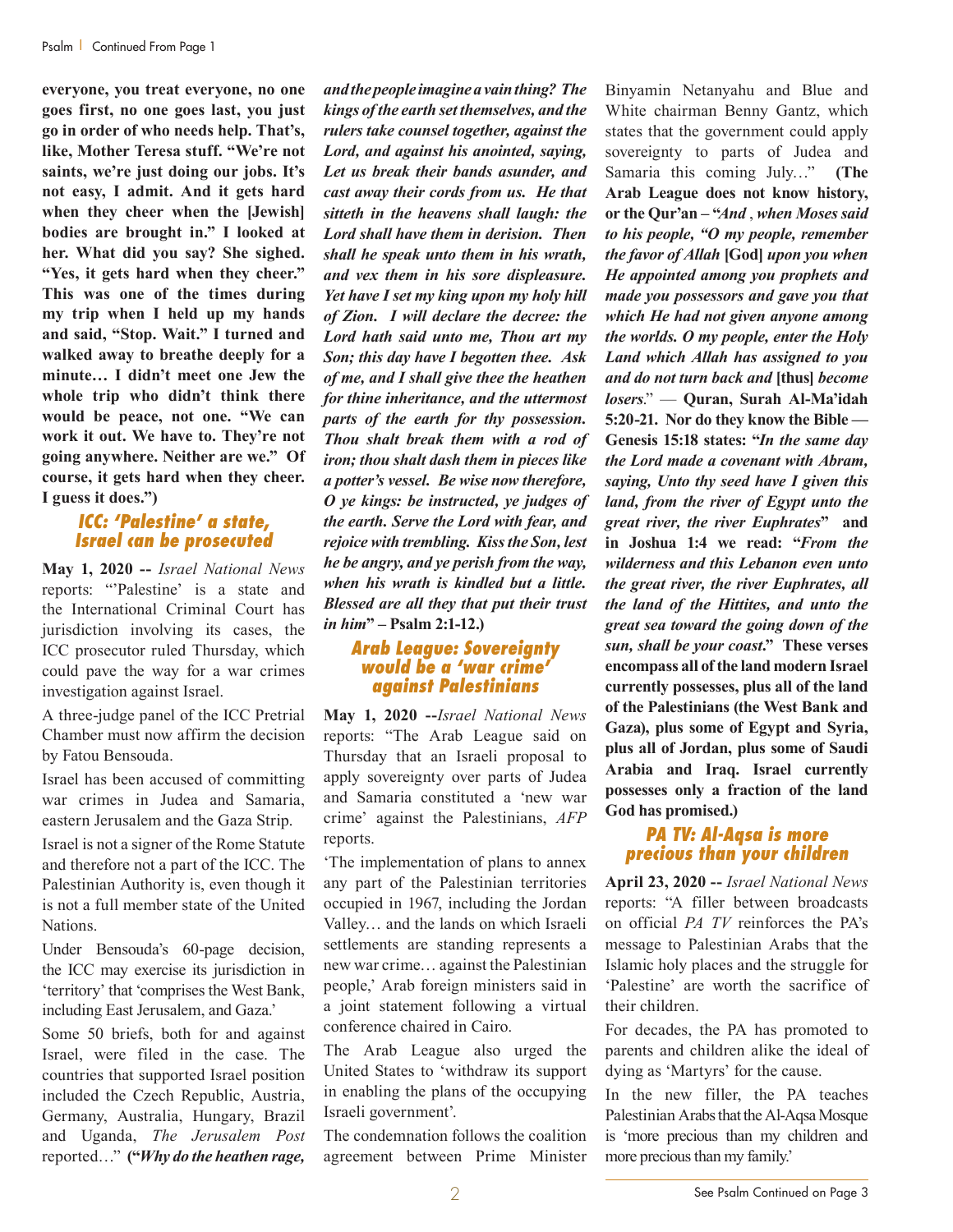**everyone, you treat everyone, no one goes first, no one goes last, you just go in order of who needs help. That's, like, Mother Teresa stuff. "We're not saints, we're just doing our jobs. It's not easy, I admit. And it gets hard when they cheer when the [Jewish] bodies are brought in." I looked at her. What did you say? She sighed. "Yes, it gets hard when they cheer." This was one of the times during my trip when I held up my hands and said, "Stop. Wait." I turned and walked away to breathe deeply for a minute… I didn't meet one Jew the whole trip who didn't think there would be peace, not one. "We can work it out. We have to. They're not going anywhere. Neither are we." Of course, it gets hard when they cheer. I guess it does.")**

## ICC: 'Palestine' a state, Israel can be prosecuted

**May 1, 2020 --** *Israel National News* reports: "'Palestine' is a state and the International Criminal Court has jurisdiction involving its cases, the ICC prosecutor ruled Thursday, which could pave the way for a war crimes investigation against Israel.

A three-judge panel of the ICC Pretrial Chamber must now affirm the decision by Fatou Bensouda.

Israel has been accused of committing war crimes in Judea and Samaria, eastern Jerusalem and the Gaza Strip.

Israel is not a signer of the Rome Statute and therefore not a part of the ICC. The Palestinian Authority is, even though it is not a full member state of the United Nations.

Under Bensouda's 60-page decision, the ICC may exercise its jurisdiction in 'territory' that 'comprises the West Bank, including East Jerusalem, and Gaza.'

Some 50 briefs, both for and against Israel, were filed in the case. The countries that supported Israel position included the Czech Republic, Austria, Germany, Australia, Hungary, Brazil and Uganda, *The Jerusalem Post* reported…" **("*Why do the heathen rage, and the people imagine a vain thing? The kings of the earth set themselves, and the rulers take counsel together, against the Lord, and against his anointed, saying, Let us break their bands asunder, and cast away their cords from us. He that sitteth in the heavens shall laugh: the Lord shall have them in derision. Then shall he speak unto them in his wrath, and vex them in his sore displeasure. Yet have I set my king upon my holy hill of Zion. I will declare the decree: the Lord hath said unto me, Thou art my Son; this day have I begotten thee. Ask of me, and I shall give thee the heathen for thine inheritance, and the uttermost parts of the earth for thy possession. Thou shalt break them with a rod of iron; thou shalt dash them in pieces like a potter's vessel. Be wise now therefore, O ye kings: be instructed, ye judges of the earth. Serve the Lord with fear, and rejoice with trembling. Kiss the Son, lest he be angry, and ye perish from the way, when his wrath is kindled but a little. Blessed are all they that put their trust in him*" – Psalm 2:1-12.)**

## Arab League: Sovereignty would be a 'war crime' against Palestinians

**May 1, 2020 --** *Israel National News* reports: "The Arab League said on Thursday that an Israeli proposal to apply sovereignty over parts of Judea and Samaria constituted a 'new war crime' against the Palestinians, *AFP* reports.

'The implementation of plans to annex any part of the Palestinian territories occupied in 1967, including the Jordan Valley… and the lands on which Israeli settlements are standing represents a new war crime… against the Palestinian people,' Arab foreign ministers said in a joint statement following a virtual conference chaired in Cairo.

The Arab League also urged the United States to 'withdraw its support in enabling the plans of the occupying Israeli government'.

The condemnation follows the coalition agreement between Prime Minister Binyamin Netanyahu and Blue and White chairman Benny Gantz, which states that the government could apply sovereignty to parts of Judea and Samaria this coming July…" **(The Arab League does not know history, or the Qur'an – "*And , when Moses said to his people, "O my people, remember the favor of Allah* [God] *upon you when He appointed among you prophets and made you possessors and gave you that which He had not given anyone among the worlds. O my people, enter the Holy Land which Allah has assigned to you and do not turn back and* [thus] *become losers*." — Quran, Surah Al-Ma'idah 5:20-21. Nor do they know the Bible — Genesis 15:18 states: "*In the same day the Lord made a covenant with Abram, saying, Unto thy seed have I given this land, from the river of Egypt unto the great river, the river Euphrates*" and in Joshua 1:4 we read: "*From the wilderness and this Lebanon even unto the great river, the river Euphrates, all the land of the Hittites, and unto the great sea toward the going down of the sun, shall be your coast.*" These verses encompass all of the land modern Israel currently possesses, plus all of the land of the Palestinians (the West Bank and Gaza), plus some of Egypt and Syria, plus all of Jordan, plus some of Saudi Arabia and Iraq. Israel currently possesses only a fraction of the land God has promised.)**

## PA TV: Al-Aqsa is more precious than your children

**April 23, 2020 --** *Israel National News* reports: "A filler between broadcasts on official *PA TV* reinforces the PA's message to Palestinian Arabs that the Islamic holy places and the struggle for 'Palestine' are worth the sacrifice of their children.

For decades, the PA has promoted to parents and children alike the ideal of dying as 'Martyrs' for the cause.

In the new filler, the PA teaches Palestinian Arabs that the Al-Aqsa Mosque is 'more precious than my children and more precious than my family.'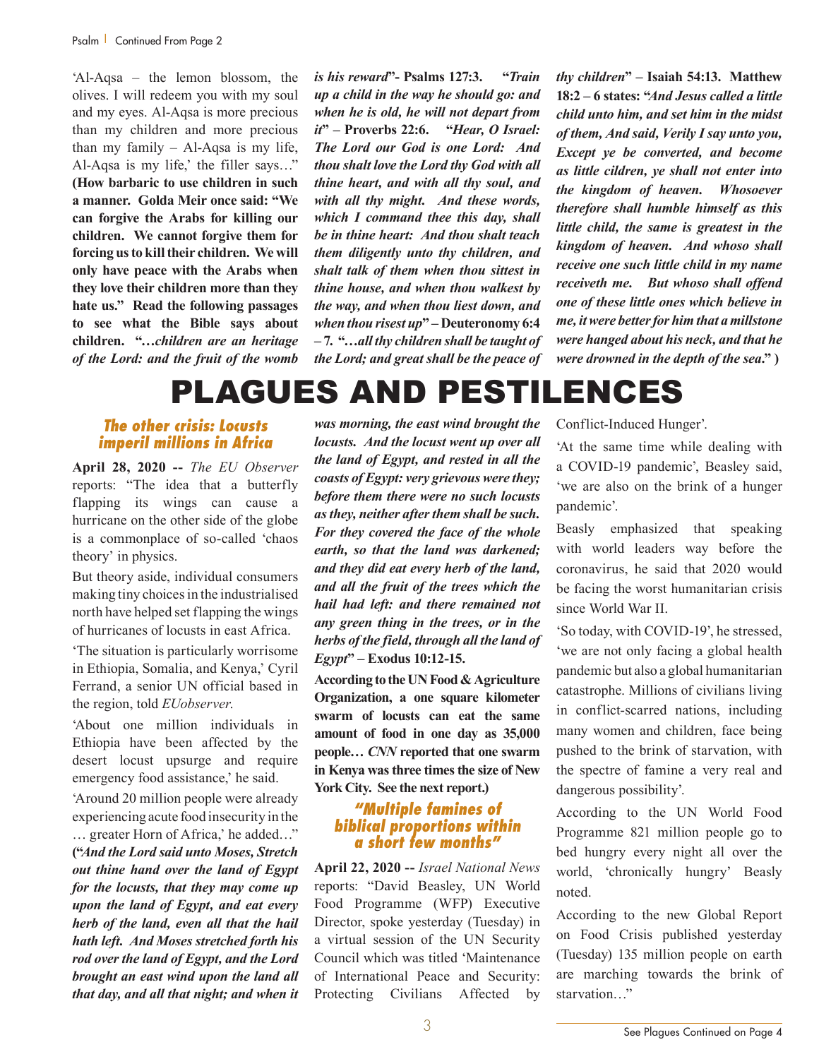'Al-Aqsa – the lemon blossom, the olives. I will redeem you with my soul and my eyes. Al-Aqsa is more precious than my children and more precious than my family – Al-Aqsa is my life, Al-Aqsa is my life,' the filler says…" **(How barbaric to use children in such a manner. Golda Meir once said: "We can forgive the Arabs for killing our children. We cannot forgive them for forcing us to kill their children. We will only have peace with the Arabs when they love their children more than they hate us." Read the following passages to see what the Bible says about children. "…*children are an heritage of the Lord: and the fruit of the womb is his reward*"- Psalms 127:3. "*Train up a child in the way he should go: and when he is old, he will not depart from it*" – Proverbs 22:6. "*Hear, O Israel: The Lord our God is one Lord: And thou shalt love the Lord thy God with all thine heart, and with all thy soul, and with all thy might. And these words, which I command thee this day, shall be in thine heart: And thou shalt teach them diligently unto thy children, and shalt talk of them when thou sittest in thine house, and when thou walkest by the way, and when thou liest down, and when thou risest up*" – Deuteronomy 6:4 – 7. "*…all thy children shall be taught of the Lord; and great shall be the peace of thy children*" – Isaiah 54:13. Matthew 18:2 – 6 states: "*And Jesus called a little child unto him, and set him in the midst of them, And said, Verily I say unto you, Except ye be converted, and become as little cildren, ye shall not enter into the kingdom of heaven. Whosoever therefore shall humble himself as this little child, the same is greatest in the kingdom of heaven. And whoso shall receive one such little child in my name receiveth me. But whoso shall offend one of these little ones which believe in me, it were better for him that a millstone were hanged about his neck, and that he were drowned in the depth of the sea.*" )**

# PLAGUES AND PESTILENCES

### *The other crisis: Locusts imperil millions in Africa*

**April 28, 2020 --** *The EU Observer* reports: "The idea that a butterfly flapping its wings can cause a hurricane on the other side of the globe is a commonplace of so-called 'chaos theory' in physics.

But theory aside, individual consumers making tiny choices in the industrialised north have helped set flapping the wings of hurricanes of locusts in east Africa.

'The situation is particularly worrisome in Ethiopia, Somalia, and Kenya,' Cyril Ferrand, a senior UN official based in the region, told *EUobserver*.

'About one million individuals in Ethiopia have been affected by the desert locust upsurge and require emergency food assistance,' he said.

'Around 20 million people were already experiencing acute food insecurity in the … greater Horn of Africa,' he added…" **("*And the Lord said unto Moses, Stretch out thine hand over the land of Egypt for the locusts, that they may come up upon the land of Egypt, and eat every herb of the land, even all that the hail hath left. And Moses stretched forth his rod over the land of Egypt, and the Lord brought an east wind upon the land all that day, and all that night; and when it was morning, the east wind brought the locusts. And the locust went up over all the land of Egypt, and rested in all the coasts of Egypt: very grievous were they; before them there were no such locusts as they, neither after them shall be such. For they covered the face of the whole earth, so that the land was darkened; and they did eat every herb of the land, and all the fruit of the trees which the hail had left: and there remained not any green thing in the trees, or in the herbs of the field, through all the land of Egypt*" – Exodus 10:12-15. According to the UN Food & Agriculture Organization, a one square kilometer swarm of locusts can eat the same amount of food in one day as 35,000 people… *CNN* reported that one swarm in Kenya was three times the size of New York City. See the next report.)**

### *"Multiple famines of biblical proportions within a short few months"*

**April 22, 2020 --** *Israel National News* reports: "David Beasley, UN World Food Programme (WFP) Executive Director, spoke yesterday (Tuesday) in a virtual session of the UN Security Council which was titled 'Maintenance of International Peace and Security: Protecting Civilians Affected by Conflict-Induced Hunger'.

'At the same time while dealing with a COVID-19 pandemic', Beasley said, 'we are also on the brink of a hunger pandemic'.

Beasly emphasized that speaking with world leaders way before the coronavirus, he said that 2020 would be facing the worst humanitarian crisis since World War II.

'So today, with COVID-19', he stressed, 'we are not only facing a global health pandemic but also a global humanitarian catastrophe. Millions of civilians living in conflict-scarred nations, including many women and children, face being pushed to the brink of starvation, with the spectre of famine a very real and dangerous possibility'.

According to the UN World Food Programme 821 million people go to bed hungry every night all over the world, 'chronically hungry' Beasly noted.

According to the new Global Report on Food Crisis published yesterday (Tuesday) 135 million people on earth are marching towards the brink of starvation…"

See Plagues Continued on Page 4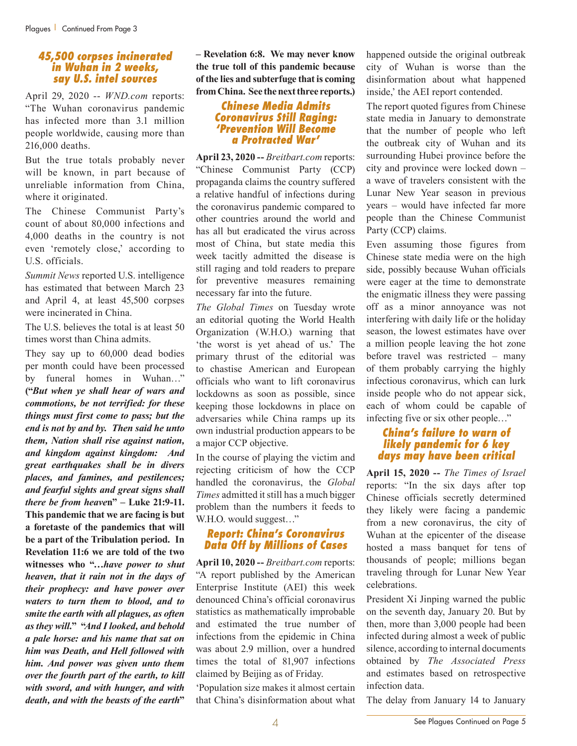### 45,500 corpses incinerated in Wuhan in 2 weeks, say U.S. intel sources

April 29, 2020 -- *WND.com* reports: "The Wuhan coronavirus pandemic has infected more than 3.1 million people worldwide, causing more than 216,000 deaths.

But the true totals probably never will be known, in part because of unreliable information from China, where it originated.

The Chinese Communist Party's count of about 80,000 infections and 4,000 deaths in the country is not even 'remotely close,' according to U.S. officials.

*Summit News* reported U.S. intelligence has estimated that between March 23 and April 4, at least 45,500 corpses were incinerated in China.

The U.S. believes the total is at least 50 times worst than China admits.

They say up to 60,000 dead bodies per month could have been processed by funeral homes in Wuhan…" **("*But when ye shall hear of wars and commotions, be not terrified: for these things must first come to pass; but the end is not by and by. Then said he unto them, Nation shall rise against nation, and kingdom against kingdom: And great earthquakes shall be in divers places, and famines, and pestilences; and fearful sights and great signs shall there be from heaven*" – Luke 21:9-11. This pandemic that we are facing is but a foretaste of the pandemics that will be a part of the Tribulation period. In Revelation 11:6 we are told of the two witnesses who "*…have power to shut heaven, that it rain not in the days of their prophecy: and have power over waters to turn them to blood, and to smite the earth with all plagues, as often as they will.*" "*And I looked, and behold a pale horse: and his name that sat on him was Death, and Hell followed with him. And power was given unto them over the fourth part of the earth, to kill with sword, and with hunger, and with death, and with the beasts of the earth*" – Revelation 6:8. We may never know the true toll of this pandemic because of the lies and subterfuge that is coming from China. See the next three reports.)**

### Chinese Media Admits Coronavirus Still Raging: 'Prevention Will Become a Protracted War'

**April 23, 2020 --** *Breitbart.com* reports: "Chinese Communist Party (CCP) propaganda claims the country suffered a relative handful of infections during the coronavirus pandemic compared to other countries around the world and has all but eradicated the virus across most of China, but state media this week tacitly admitted the disease is still raging and told readers to prepare for preventive measures remaining necessary far into the future.

*The Global Times* on Tuesday wrote an editorial quoting the World Health Organization (W.H.O.) warning that 'the worst is yet ahead of us.' The primary thrust of the editorial was to chastise American and European officials who want to lift coronavirus lockdowns as soon as possible, since keeping those lockdowns in place on adversaries while China ramps up its own industrial production appears to be a major CCP objective.

In the course of playing the victim and rejecting criticism of how the CCP handled the coronavirus, the *Global Times* admitted it still has a much bigger problem than the numbers it feeds to W.H.O. would suggest…"

### Report: China's Coronavirus Data Off by Millions of Cases

**April 10, 2020 --** *Breitbart.com* reports: "A report published by the American Enterprise Institute (AEI) this week denounced China's official coronavirus statistics as mathematically improbable and estimated the true number of infections from the epidemic in China was about 2.9 million, over a hundred times the total of 81,907 infections claimed by Beijing as of Friday.

'Population size makes it almost certain that China's disinformation about what happened outside the original outbreak city of Wuhan is worse than the disinformation about what happened inside,' the AEI report contended.

The report quoted figures from Chinese state media in January to demonstrate that the number of people who left the outbreak city of Wuhan and its surrounding Hubei province before the city and province were locked down – a wave of travelers consistent with the Lunar New Year season in previous years – would have infected far more people than the Chinese Communist Party (CCP) claims.

Even assuming those figures from Chinese state media were on the high side, possibly because Wuhan officials were eager at the time to demonstrate the enigmatic illness they were passing off as a minor annoyance was not interfering with daily life or the holiday season, the lowest estimates have over a million people leaving the hot zone before travel was restricted – many of them probably carrying the highly infectious coronavirus, which can lurk inside people who do not appear sick, each of whom could be capable of infecting five or six other people…"

### China's failure to warn of likely pandemic for 6 key days may have been critical

**April 15, 2020 --** *The Times of Israel* reports: "In the six days after top Chinese officials secretly determined they likely were facing a pandemic from a new coronavirus, the city of Wuhan at the epicenter of the disease hosted a mass banquet for tens of thousands of people; millions began traveling through for Lunar New Year celebrations.

President Xi Jinping warned the public on the seventh day, January 20. But by then, more than 3,000 people had been infected during almost a week of public silence, according to internal documents obtained by *The Associated Press* and estimates based on retrospective infection data.

The delay from January 14 to January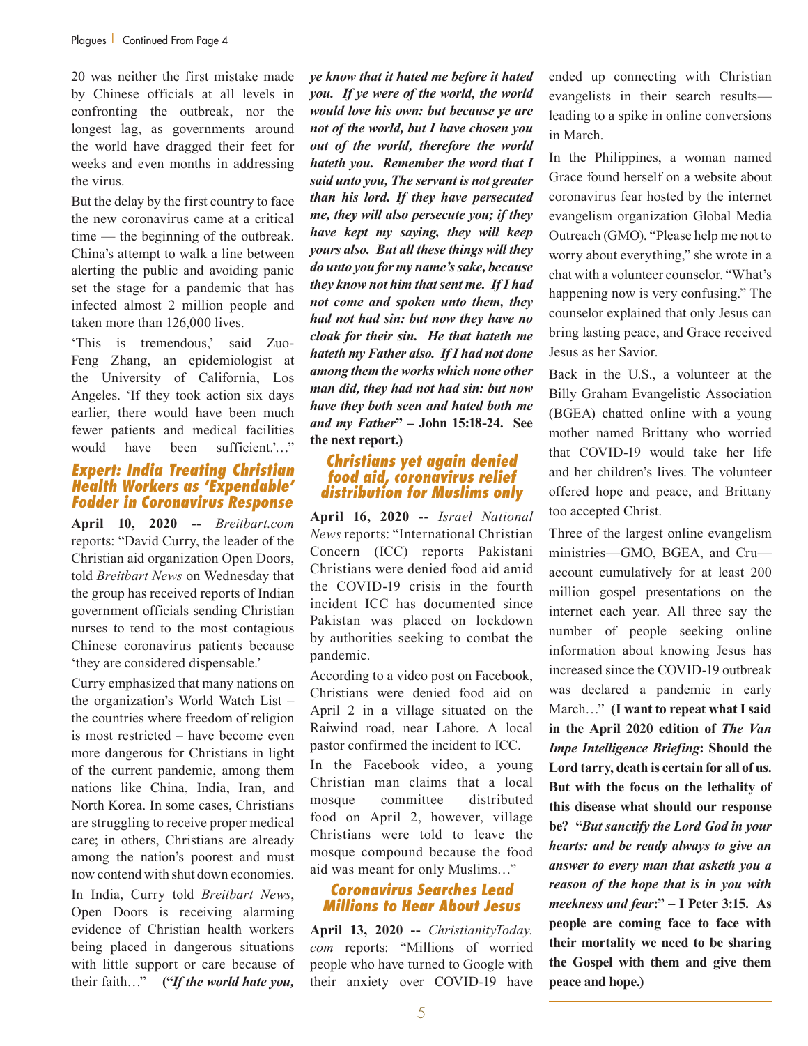20 was neither the first mistake made by Chinese officials at all levels in confronting the outbreak, nor the longest lag, as governments around the world have dragged their feet for weeks and even months in addressing the virus.

But the delay by the first country to face the new coronavirus came at a critical time — the beginning of the outbreak. China's attempt to walk a line between alerting the public and avoiding panic set the stage for a pandemic that has infected almost 2 million people and taken more than 126,000 lives.

'This is tremendous,' said Zuo-Feng Zhang, an epidemiologist at the University of California, Los Angeles. 'If they took action six days earlier, there would have been much fewer patients and medical facilities would have been sufficient.'…"

## Expert: India Treating Christian Health Workers as 'Expendable' Fodder in Coronavirus Response

**April 10, 2020 --** *Breitbart.com* reports: "David Curry, the leader of the Christian aid organization Open Doors, told *Breitbart News* on Wednesday that the group has received reports of Indian government officials sending Christian nurses to tend to the most contagious Chinese coronavirus patients because 'they are considered dispensable.'

Curry emphasized that many nations on the organization's World Watch List – the countries where freedom of religion is most restricted – have become even more dangerous for Christians in light of the current pandemic, among them nations like China, India, Iran, and North Korea. In some cases, Christians are struggling to receive proper medical care; in others, Christians are already among the nation's poorest and must now contend with shut down economies.

In India, Curry told *Breitbart News*, Open Doors is receiving alarming evidence of Christian health workers being placed in dangerous situations with little support or care because of their faith…" **("*If the world hate you, ye know that it hated me before it hated you. If ye were of the world, the world would love his own: but because ye are not of the world, but I have chosen you out of the world, therefore the world hateth you. Remember the word that I said unto you, The servant is not greater than his lord. If they have persecuted me, they will also persecute you; if they have kept my saying, they will keep yours also. But all these things will they do unto you for my name's sake, because they know not him that sent me. If I had not come and spoken unto them, they had not had sin: but now they have no cloak for their sin. He that hateth me hateth my Father also. If I had not done among them the works which none other man did, they had not had sin: but now have they both seen and hated both me and my Father*" – John 15:18-24. See the next report.)**

## Christians yet again denied food aid, coronavirus relief distribution for Muslims only

**April 16, 2020 --** *Israel National News* reports: "International Christian Concern (ICC) reports Pakistani Christians were denied food aid amid the COVID-19 crisis in the fourth incident ICC has documented since Pakistan was placed on lockdown by authorities seeking to combat the pandemic.

According to a video post on Facebook, Christians were denied food aid on April 2 in a village situated on the Raiwind road, near Lahore. A local pastor confirmed the incident to ICC.

In the Facebook video, a young Christian man claims that a local mosque committee distributed food on April 2, however, village Christians were told to leave the mosque compound because the food aid was meant for only Muslims…"

## Coronavirus Searches Lead Millions to Hear About Jesus

**April 13, 2020 --** *ChristianityToday.com* reports: "Millions of worried people who have turned to Google with their anxiety over COVID-19 have ended up connecting with Christian evangelists in their search results—leading to a spike in online conversions in March.

In the Philippines, a woman named Grace found herself on a website about coronavirus fear hosted by the internet evangelism organization Global Media Outreach (GMO). "Please help me not to worry about everything," she wrote in a chat with a volunteer counselor. "What's happening now is very confusing." The counselor explained that only Jesus can bring lasting peace, and Grace received Jesus as her Savior.

Back in the U.S., a volunteer at the Billy Graham Evangelistic Association (BGEA) chatted online with a young mother named Brittany who worried that COVID-19 would take her life and her children's lives. The volunteer offered hope and peace, and Brittany too accepted Christ.

Three of the largest online evangelism ministries—GMO, BGEA, and Cru—account cumulatively for at least 200 million gospel presentations on the internet each year. All three say the number of people seeking online information about knowing Jesus has increased since the COVID-19 outbreak was declared a pandemic in early March…" **(I want to repeat what I said in the April 2020 edition of *The Van Impe Intelligence Briefing*: Should the Lord tarry, death is certain for all of us. But with the focus on the lethality of this disease what should our response be? "*But sanctify the Lord God in your hearts: and be ready always to give an answer to every man that asketh you a reason of the hope that is in you with meekness and fear*:" – I Peter 3:15. As people are coming face to face with their mortality we need to be sharing the Gospel with them and give them peace and hope.)**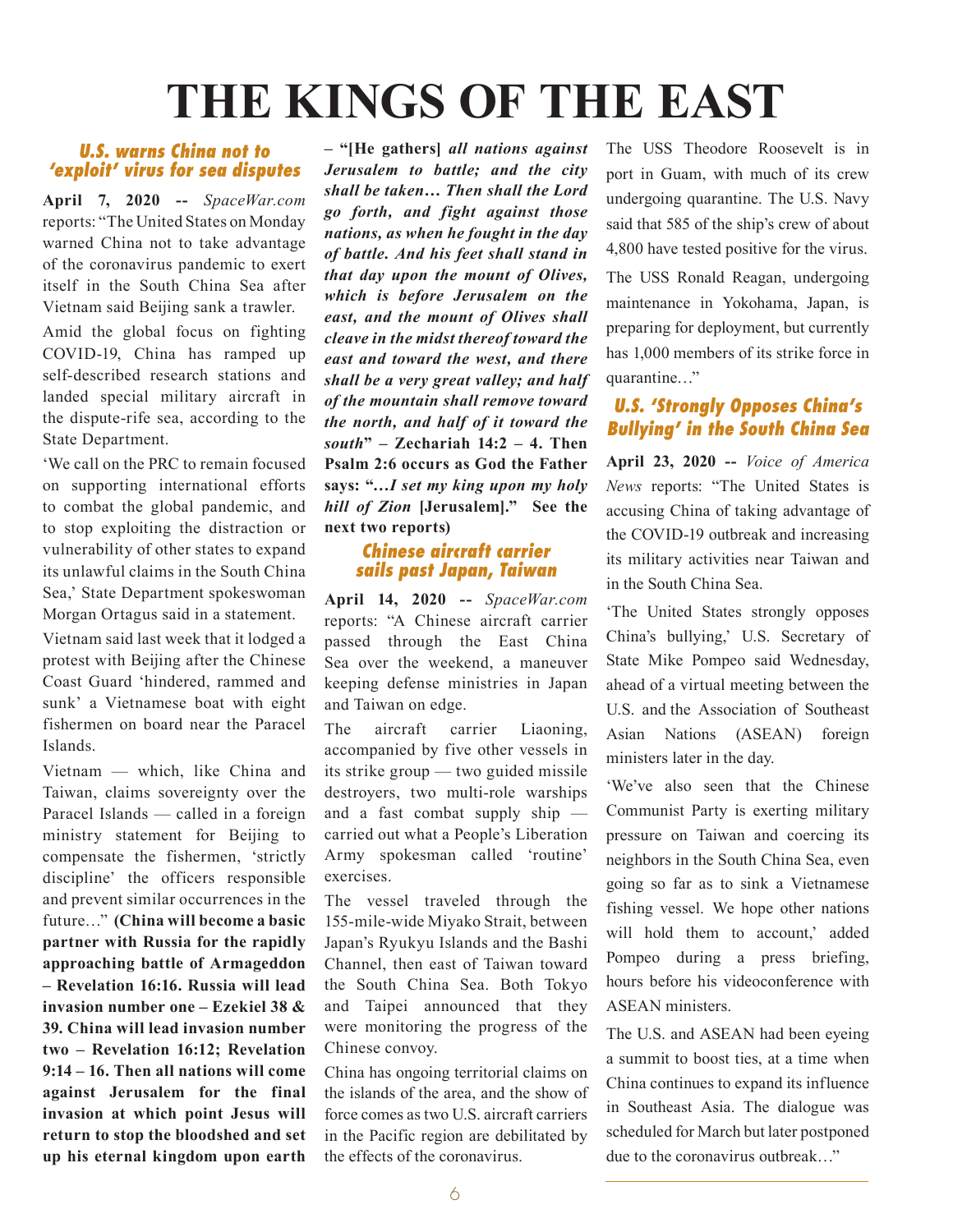# THE KINGS OF THE EAST

### U.S. warns China not to 'exploit' virus for sea disputes

**April 7, 2020 --** *SpaceWar.com* reports: "The United States on Monday warned China not to take advantage of the coronavirus pandemic to exert itself in the South China Sea after Vietnam said Beijing sank a trawler.

Amid the global focus on fighting COVID-19, China has ramped up self-described research stations and landed special military aircraft in the dispute-rife sea, according to the State Department.

'We call on the PRC to remain focused on supporting international efforts to combat the global pandemic, and to stop exploiting the distraction or vulnerability of other states to expand its unlawful claims in the South China Sea,' State Department spokeswoman Morgan Ortagus said in a statement.

Vietnam said last week that it lodged a protest with Beijing after the Chinese Coast Guard 'hindered, rammed and sunk' a Vietnamese boat with eight fishermen on board near the Paracel Islands.

Vietnam — which, like China and Taiwan, claims sovereignty over the Paracel Islands — called in a foreign ministry statement for Beijing to compensate the fishermen, 'strictly discipline' the officers responsible and prevent similar occurrences in the future…" **(China will become a basic partner with Russia for the rapidly approaching battle of Armageddon – Revelation 16:16. Russia will lead invasion number one – Ezekiel 38 & 39. China will lead invasion number two – Revelation 16:12; Revelation 9:14 – 16. Then all nations will come against Jerusalem for the final invasion at which point Jesus will return to stop the bloodshed and set up his eternal kingdom upon earth – "[He gathers]** ***all nations against Jerusalem to battle; and the city shall be taken… Then shall the Lord go forth, and fight against those nations, as when he fought in the day of battle. And his feet shall stand in that day upon the mount of Olives, which is before Jerusalem on the east, and the mount of Olives shall cleave in the midst thereof toward the east and toward the west, and there shall be a very great valley; and half of the mountain shall remove toward the north, and half of it toward the south*** **" – Zechariah 14:2 – 4. Then Psalm 2:6 occurs as God the Father says: "*…I set my king upon my holy hill of Zion* [Jerusalem]." See the next two reports)**

### Chinese aircraft carrier sails past Japan, Taiwan

**April 14, 2020 --** *SpaceWar.com* reports: "A Chinese aircraft carrier passed through the East China Sea over the weekend, a maneuver keeping defense ministries in Japan and Taiwan on edge.

The aircraft carrier Liaoning, accompanied by five other vessels in its strike group — two guided missile destroyers, two multi-role warships and a fast combat supply ship — carried out what a People's Liberation Army spokesman called 'routine' exercises.

The vessel traveled through the 155-mile-wide Miyako Strait, between Japan's Ryukyu Islands and the Bashi Channel, then east of Taiwan toward the South China Sea. Both Tokyo and Taipei announced that they were monitoring the progress of the Chinese convoy.

China has ongoing territorial claims on the islands of the area, and the show of force comes as two U.S. aircraft carriers in the Pacific region are debilitated by the effects of the coronavirus.

The USS Theodore Roosevelt is in port in Guam, with much of its crew undergoing quarantine. The U.S. Navy said that 585 of the ship's crew of about 4,800 have tested positive for the virus.

The USS Ronald Reagan, undergoing maintenance in Yokohama, Japan, is preparing for deployment, but currently has 1,000 members of its strike force in quarantine…"

### U.S. 'Strongly Opposes China's Bullying' in the South China Sea

**April 23, 2020 --** *Voice of America News* reports: "The United States is accusing China of taking advantage of the COVID-19 outbreak and increasing its military activities near Taiwan and in the South China Sea.

'The United States strongly opposes China's bullying,' U.S. Secretary of State Mike Pompeo said Wednesday, ahead of a virtual meeting between the U.S. and the Association of Southeast Asian Nations (ASEAN) foreign ministers later in the day.

'We've also seen that the Chinese Communist Party is exerting military pressure on Taiwan and coercing its neighbors in the South China Sea, even going so far as to sink a Vietnamese fishing vessel. We hope other nations will hold them to account,' added Pompeo during a press briefing, hours before his videoconference with ASEAN ministers.

The U.S. and ASEAN had been eyeing a summit to boost ties, at a time when China continues to expand its influence in Southeast Asia. The dialogue was scheduled for March but later postponed due to the coronavirus outbreak…"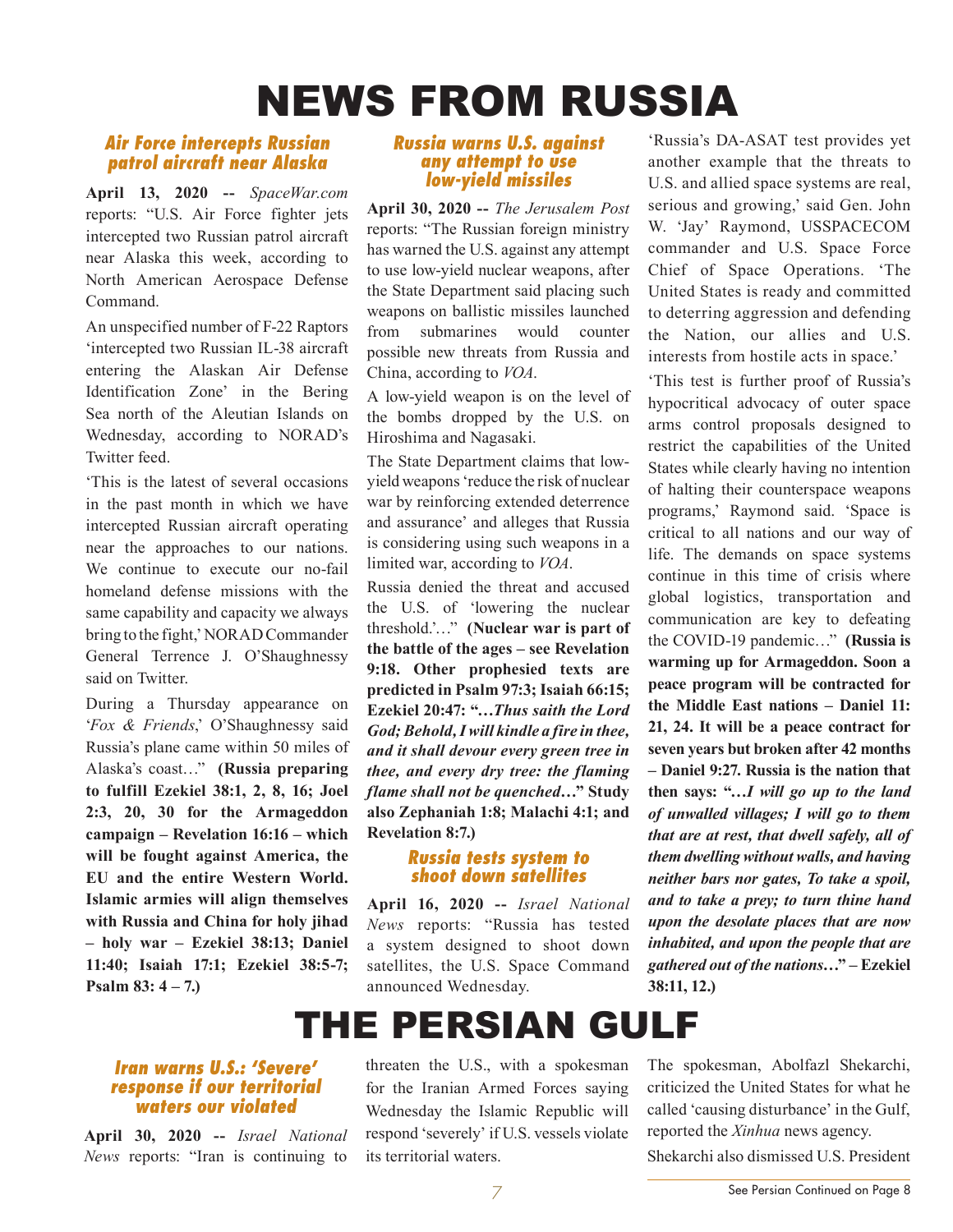# NEWS FROM RUSSIA

### *Air Force intercepts Russian patrol aircraft near Alaska*

**April 13, 2020 --** *SpaceWar.com* reports: "U.S. Air Force fighter jets intercepted two Russian patrol aircraft near Alaska this week, according to North American Aerospace Defense Command.

An unspecified number of F-22 Raptors 'intercepted two Russian IL-38 aircraft entering the Alaskan Air Defense Identification Zone' in the Bering Sea north of the Aleutian Islands on Wednesday, according to NORAD's Twitter feed.

'This is the latest of several occasions in the past month in which we have intercepted Russian aircraft operating near the approaches to our nations. We continue to execute our no-fail homeland defense missions with the same capability and capacity we always bring to the fight,' NORAD Commander General Terrence J. O'Shaughnessy said on Twitter.

During a Thursday appearance on '*Fox & Friends*,' O'Shaughnessy said Russia's plane came within 50 miles of Alaska's coast…" **(Russia preparing to fulfill Ezekiel 38:1, 2, 8, 16; Joel 2:3, 20, 30 for the Armageddon campaign – Revelation 16:16 – which will be fought against America, the EU and the entire Western World. Islamic armies will align themselves with Russia and China for holy jihad – holy war – Ezekiel 38:13; Daniel 11:40; Isaiah 17:1; Ezekiel 38:5-7; Psalm 83: 4 – 7.)**

### *Russia warns U.S. against any attempt to use low-yield missiles*

**April 30, 2020 --** *The Jerusalem Post* reports: "The Russian foreign ministry has warned the U.S. against any attempt to use low-yield nuclear weapons, after the State Department said placing such weapons on ballistic missiles launched from submarines would counter possible new threats from Russia and China, according to *VOA*.

A low-yield weapon is on the level of the bombs dropped by the U.S. on Hiroshima and Nagasaki.

The State Department claims that low-yield weapons 'reduce the risk of nuclear war by reinforcing extended deterrence and assurance' and alleges that Russia is considering using such weapons in a limited war, according to *VOA*.

Russia denied the threat and accused the U.S. of 'lowering the nuclear threshold.'…" **(Nuclear war is part of the battle of the ages – see Revelation 9:18. Other prophesied texts are predicted in Psalm 97:3; Isaiah 66:15; Ezekiel 20:47: "…*Thus saith the Lord God; Behold, I will kindle a fire in thee, and it shall devour every green tree in thee, and every dry tree: the flaming flame shall not be quenched…*" Study also Zephaniah 1:8; Malachi 4:1; and Revelation 8:7.)**

### *Russia tests system to shoot down satellites*

**April 16, 2020 --** *Israel National News* reports: "Russia has tested a system designed to shoot down satellites, the U.S. Space Command announced Wednesday.

'Russia's DA-ASAT test provides yet another example that the threats to U.S. and allied space systems are real, serious and growing,' said Gen. John W. 'Jay' Raymond, USSPACECOM commander and U.S. Space Force Chief of Space Operations. 'The United States is ready and committed to deterring aggression and defending the Nation, our allies and U.S. interests from hostile acts in space.'

'This test is further proof of Russia's hypocritical advocacy of outer space arms control proposals designed to restrict the capabilities of the United States while clearly having no intention of halting their counterspace weapons programs,' Raymond said. 'Space is critical to all nations and our way of life. The demands on space systems continue in this time of crisis where global logistics, transportation and communication are key to defeating the COVID-19 pandemic…" **(Russia is warming up for Armageddon. Soon a peace program will be contracted for the Middle East nations – Daniel 11: 21, 24. It will be a peace contract for seven years but broken after 42 months – Daniel 9:27. Russia is the nation that then says: "…*I will go up to the land of unwalled villages; I will go to them that are at rest, that dwell safely, all of them dwelling without walls, and having neither bars nor gates, To take a spoil, and to take a prey; to turn thine hand upon the desolate places that are now inhabited, and upon the people that are gathered out of the nations…*" – Ezekiel 38:11, 12.)**

# THE PERSIAN GULF

### *Iran warns U.S.: 'Severe' response if our territorial waters our violated*

**April 30, 2020 --** *Israel National News* reports: "Iran is continuing to threaten the U.S., with a spokesman for the Iranian Armed Forces saying Wednesday the Islamic Republic will respond 'severely' if U.S. vessels violate its territorial waters.

The spokesman, Abolfazl Shekarchi, criticized the United States for what he called 'causing disturbance' in the Gulf, reported the *Xinhua* news agency.

Shekarchi also dismissed U.S. President

See Persian Continued on Page 8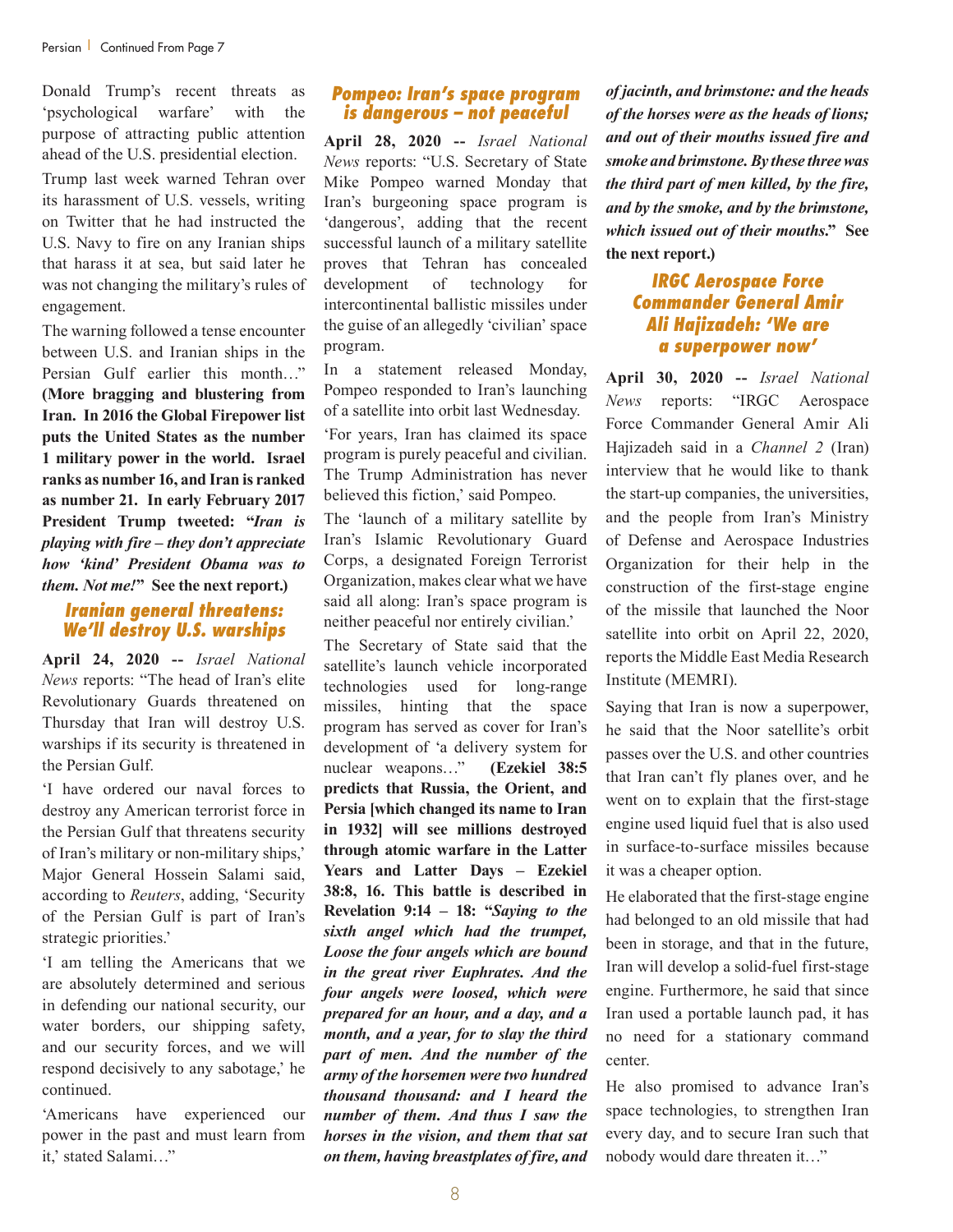Donald Trump's recent threats as 'psychological warfare' with the purpose of attracting public attention ahead of the U.S. presidential election.

Trump last week warned Tehran over its harassment of U.S. vessels, writing on Twitter that he had instructed the U.S. Navy to fire on any Iranian ships that harass it at sea, but said later he was not changing the military's rules of engagement.

The warning followed a tense encounter between U.S. and Iranian ships in the Persian Gulf earlier this month…" **(More bragging and blustering from Iran. In 2016 the Global Firepower list puts the United States as the number 1 military power in the world. Israel ranks as number 16, and Iran is ranked as number 21. In early February 2017 President Trump tweeted: "*Iran is playing with fire – they don't appreciate how 'kind' President Obama was to them. Not me!*" See the next report.)**

## Iranian general threatens: We'll destroy U.S. warships

**April 24, 2020 --** *Israel National News* reports: "The head of Iran's elite Revolutionary Guards threatened on Thursday that Iran will destroy U.S. warships if its security is threatened in the Persian Gulf.

'I have ordered our naval forces to destroy any American terrorist force in the Persian Gulf that threatens security of Iran's military or non-military ships,' Major General Hossein Salami said, according to *Reuters*, adding, 'Security of the Persian Gulf is part of Iran's strategic priorities.'

'I am telling the Americans that we are absolutely determined and serious in defending our national security, our water borders, our shipping safety, and our security forces, and we will respond decisively to any sabotage,' he continued.

'Americans have experienced our power in the past and must learn from it,' stated Salami…"

## Pompeo: Iran's space program is dangerous – not peaceful

**April 28, 2020 --** *Israel National News* reports: "U.S. Secretary of State Mike Pompeo warned Monday that Iran's burgeoning space program is 'dangerous', adding that the recent successful launch of a military satellite proves that Tehran has concealed development of technology for intercontinental ballistic missiles under the guise of an allegedly 'civilian' space program.

In a statement released Monday, Pompeo responded to Iran's launching of a satellite into orbit last Wednesday.

'For years, Iran has claimed its space program is purely peaceful and civilian. The Trump Administration has never believed this fiction,' said Pompeo.

The 'launch of a military satellite by Iran's Islamic Revolutionary Guard Corps, a designated Foreign Terrorist Organization, makes clear what we have said all along: Iran's space program is neither peaceful nor entirely civilian.'

The Secretary of State said that the satellite's launch vehicle incorporated technologies used for long-range missiles, hinting that the space program has served as cover for Iran's development of 'a delivery system for nuclear weapons…" **(Ezekiel 38:5 predicts that Russia, the Orient, and Persia [which changed its name to Iran in 1932] will see millions destroyed through atomic warfare in the Latter Years and Latter Days – Ezekiel 38:8, 16. This battle is described in Revelation 9:14 – 18: "*Saying to the sixth angel which had the trumpet, Loose the four angels which are bound in the great river Euphrates. And the four angels were loosed, which were prepared for an hour, and a day, and a month, and a year, for to slay the third part of men. And the number of the army of the horsemen were two hundred thousand thousand: and I heard the number of them. And thus I saw the horses in the vision, and them that sat on them, having breastplates of fire, and of jacinth, and brimstone: and the heads of the horses were as the heads of lions; and out of their mouths issued fire and smoke and brimstone. By these three was the third part of men killed, by the fire, and by the smoke, and by the brimstone, which issued out of their mouths.*" See the next report.)**

## IRGC Aerospace Force Commander General Amir Ali Hajizadeh: 'We are a superpower now'

**April 30, 2020 --** *Israel National News* reports: "IRGC Aerospace Force Commander General Amir Ali Hajizadeh said in a *Channel 2* (Iran) interview that he would like to thank the start-up companies, the universities, and the people from Iran's Ministry of Defense and Aerospace Industries Organization for their help in the construction of the first-stage engine of the missile that launched the Noor satellite into orbit on April 22, 2020, reports the Middle East Media Research Institute (MEMRI).

Saying that Iran is now a superpower, he said that the Noor satellite's orbit passes over the U.S. and other countries that Iran can't fly planes over, and he went on to explain that the first-stage engine used liquid fuel that is also used in surface-to-surface missiles because it was a cheaper option.

He elaborated that the first-stage engine had belonged to an old missile that had been in storage, and that in the future, Iran will develop a solid-fuel first-stage engine. Furthermore, he said that since Iran used a portable launch pad, it has no need for a stationary command center.

He also promised to advance Iran's space technologies, to strengthen Iran every day, and to secure Iran such that nobody would dare threaten it…"